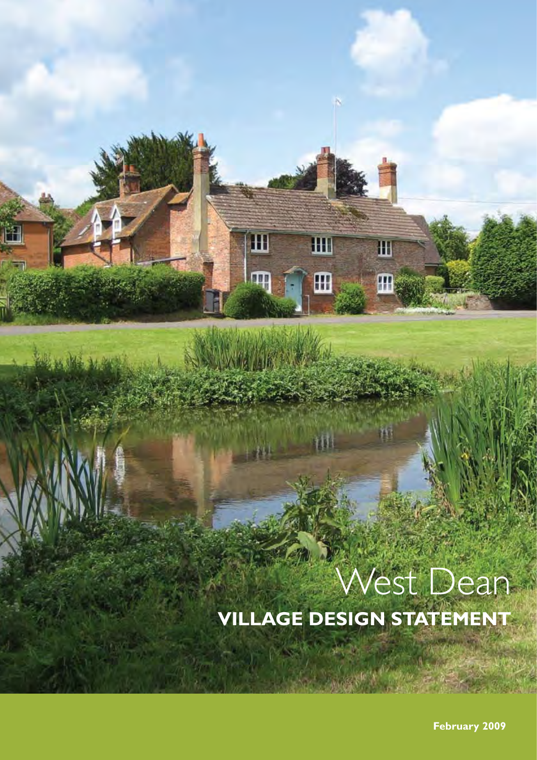# West Dean

## VILLAGE DESIGN STATEMENT

**February 2009**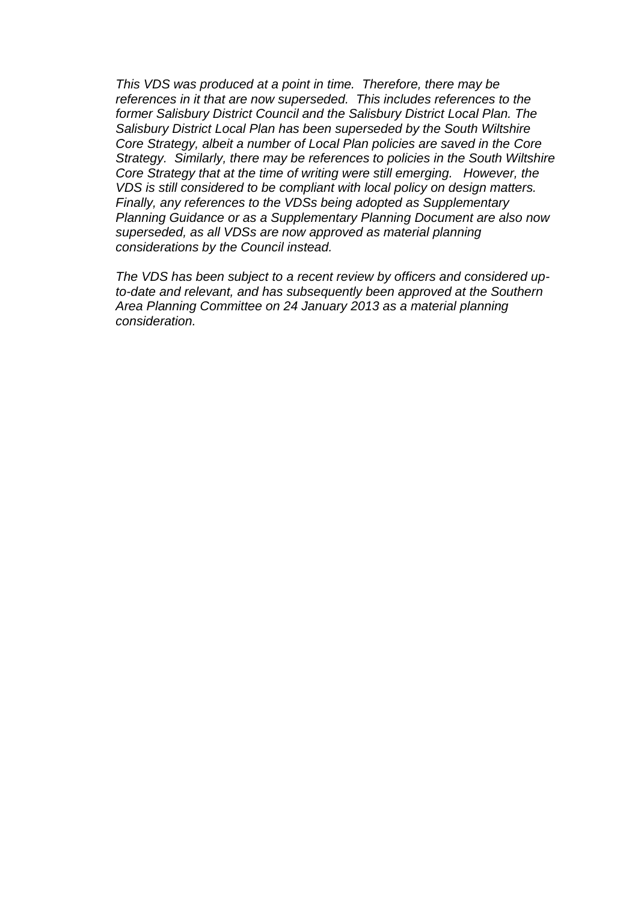*This VDS was produced at a point in time. Therefore, there may be references in it that are now superseded. This includes references to the former Salisbury District Council and the Salisbury District Local Plan. The Salisbury District Local Plan has been superseded by the South Wiltshire Core Strategy, albeit a number of Local Plan policies are saved in the Core Strategy. Similarly, there may be references to policies in the South Wiltshire Core Strategy that at the time of writing were still emerging. However, the VDS is still considered to be compliant with local policy on design matters. Finally, any references to the VDSs being adopted as Supplementary Planning Guidance or as a Supplementary Planning Document are also now superseded, as all VDSs are now approved as material planning considerations by the Council instead.*

*The VDS has been subject to a recent review by officers and considered up-to-date and relevant, and has subsequently been approved at the Southern Area Planning Committee on 24 January 2013 as a material planning consideration.*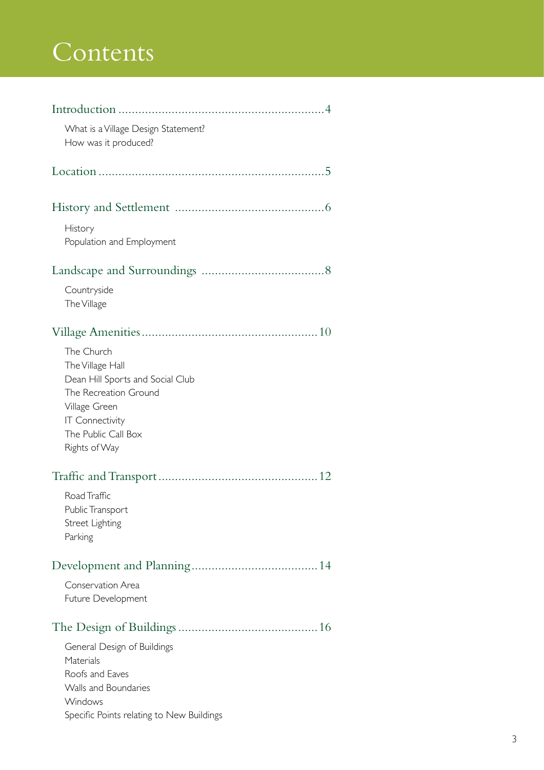# Contents

Introduction .............................................................. 4

- What is a Village Design Statement?
- How was it produced?

Location .................................................................... 5

History and Settlement ............................................. 6

- History
- Population and Employment

Landscape and Surroundings ..................................... 8

- Countryside
- The Village

Village Amenities ..................................................... 10

- The Church
- The Village Hall
- Dean Hill Sports and Social Club
- The Recreation Ground
- Village Green
- IT Connectivity
- The Public Call Box
- Rights of Way

Traffic and Transport ................................................ 12

- Road Traffic
- Public Transport
- Street Lighting
- Parking

Development and Planning ...................................... 14

- Conservation Area
- Future Development

The Design of Buildings .......................................... 16

- General Design of Buildings
- Materials
- Roofs and Eaves
- Walls and Boundaries
- Windows
- Specific Points relating to New Buildings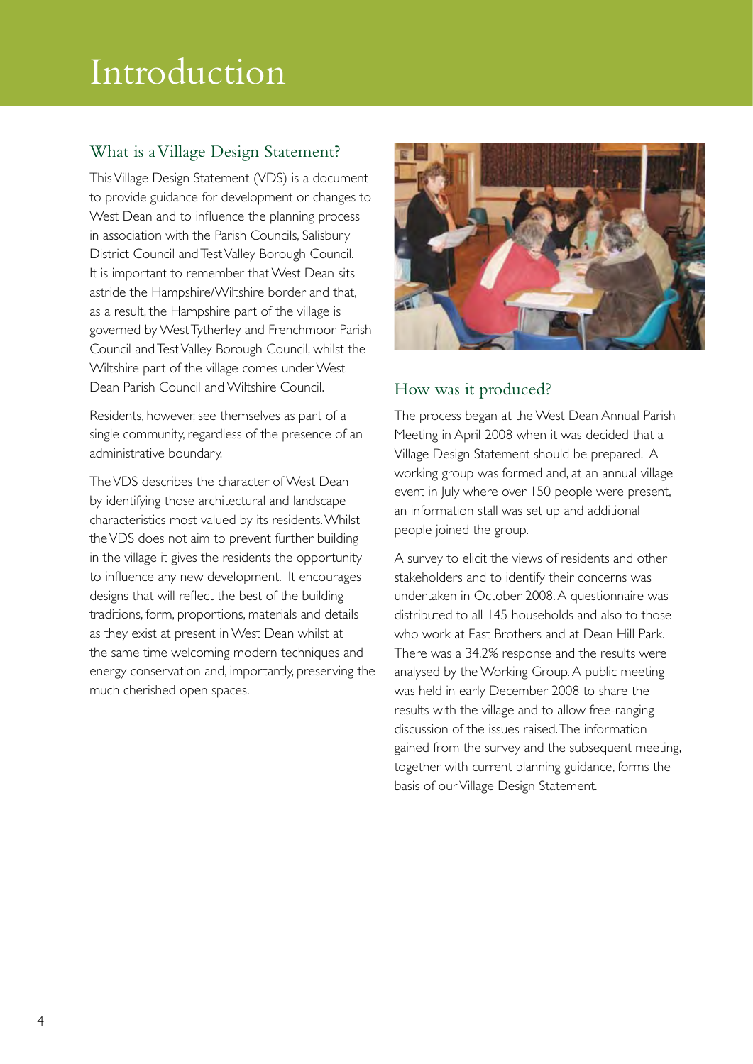# Introduction

## What is a Village Design Statement?

This Village Design Statement (VDS) is a document to provide guidance for development or changes to West Dean and to influence the planning process in association with the Parish Councils, Salisbury District Council and Test Valley Borough Council. It is important to remember that West Dean sits astride the Hampshire/Wiltshire border and that, as a result, the Hampshire part of the village is governed by West Tytherley and Frenchmoor Parish Council and Test Valley Borough Council, whilst the Wiltshire part of the village comes under West Dean Parish Council and Wiltshire Council.

Residents, however, see themselves as part of a single community, regardless of the presence of an administrative boundary.

The VDS describes the character of West Dean by identifying those architectural and landscape characteristics most valued by its residents. Whilst the VDS does not aim to prevent further building in the village it gives the residents the opportunity to influence any new development. It encourages designs that will reflect the best of the building traditions, form, proportions, materials and details as they exist at present in West Dean whilst at the same time welcoming modern techniques and energy conservation and, importantly, preserving the much cherished open spaces.

## How was it produced?

The process began at the West Dean Annual Parish Meeting in April 2008 when it was decided that a Village Design Statement should be prepared. A working group was formed and, at an annual village event in July where over 150 people were present, an information stall was set up and additional people joined the group.

A survey to elicit the views of residents and other stakeholders and to identify their concerns was undertaken in October 2008. A questionnaire was distributed to all 145 households and also to those who work at East Brothers and at Dean Hill Park. There was a 34.2% response and the results were analysed by the Working Group. A public meeting was held in early December 2008 to share the results with the village and to allow free-ranging discussion of the issues raised. The information gained from the survey and the subsequent meeting, together with current planning guidance, forms the basis of our Village Design Statement.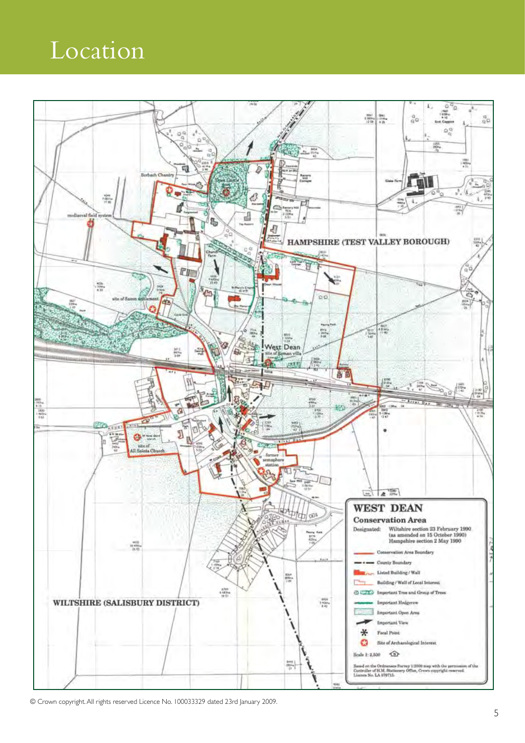# Location

WEST DEAN

Conservation Area

Designated: Wiltshire section 23 February 1990 (as amended on 15 October 1990) Hampshire section 2 May 1990

- Conservation Area Boundary
- County Boundary
- Listed Building / Wall
- Building / Wall of Local Interest
- Important Tree and Group of Trees
- Important Hedgerow
- Important Open Area
- Important View
- Focal Point
- Site of Archaeological Interest

Scale 1: 2,500

Based on the Ordnance Survey 1:2500 map with the permission of the Controller of H.M. Stationery Office, Crown copyright reserved. Licence No. LA 079715.

HAMPSHIRE (TEST VALLEY BOROUGH)

WILTSHIRE (SALISBURY DISTRICT)

© Crown copyright. All rights reserved Licence No. 100033329 dated 23rd January 2009.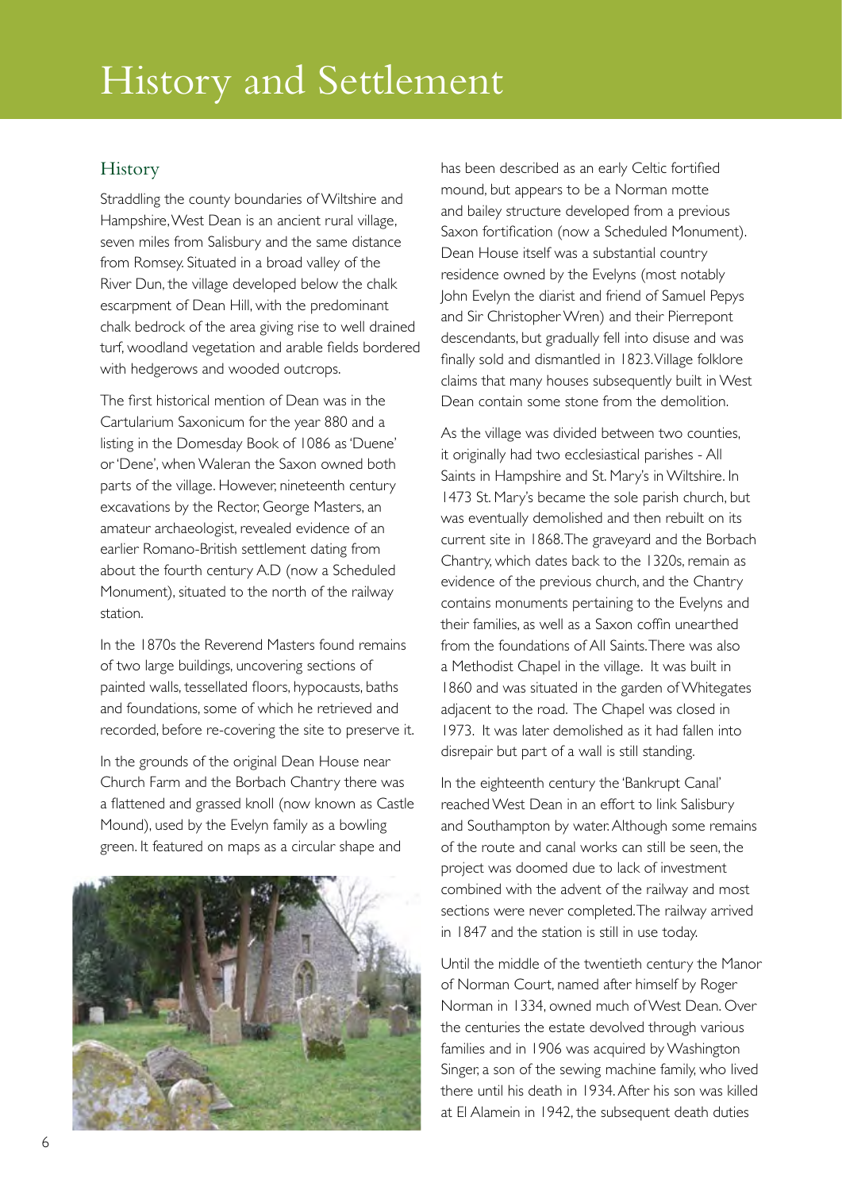# History and Settlement

## History

Straddling the county boundaries of Wiltshire and Hampshire, West Dean is an ancient rural village, seven miles from Salisbury and the same distance from Romsey. Situated in a broad valley of the River Dun, the village developed below the chalk escarpment of Dean Hill, with the predominant chalk bedrock of the area giving rise to well drained turf, woodland vegetation and arable fields bordered with hedgerows and wooded outcrops.

The first historical mention of Dean was in the Cartularium Saxonicum for the year 880 and a listing in the Domesday Book of 1086 as 'Duene' or 'Dene', when Waleran the Saxon owned both parts of the village. However, nineteenth century excavations by the Rector, George Masters, an amateur archaeologist, revealed evidence of an earlier Romano-British settlement dating from about the fourth century A.D (now a Scheduled Monument), situated to the north of the railway station.

In the 1870s the Reverend Masters found remains of two large buildings, uncovering sections of painted walls, tessellated floors, hypocausts, baths and foundations, some of which he retrieved and recorded, before re-covering the site to preserve it.

In the grounds of the original Dean House near Church Farm and the Borbach Chantry there was a flattened and grassed knoll (now known as Castle Mound), used by the Evelyn family as a bowling green. It featured on maps as a circular shape and has been described as an early Celtic fortified mound, but appears to be a Norman motte and bailey structure developed from a previous Saxon fortification (now a Scheduled Monument). Dean House itself was a substantial country residence owned by the Evelyns (most notably John Evelyn the diarist and friend of Samuel Pepys and Sir Christopher Wren) and their Pierrepont descendants, but gradually fell into disuse and was finally sold and dismantled in 1823. Village folklore claims that many houses subsequently built in West Dean contain some stone from the demolition.

As the village was divided between two counties, it originally had two ecclesiastical parishes - All Saints in Hampshire and St. Mary's in Wiltshire. In 1473 St. Mary's became the sole parish church, but was eventually demolished and then rebuilt on its current site in 1868. The graveyard and the Borbach Chantry, which dates back to the 1320s, remain as evidence of the previous church, and the Chantry contains monuments pertaining to the Evelyns and their families, as well as a Saxon coffin unearthed from the foundations of All Saints. There was also a Methodist Chapel in the village. It was built in 1860 and was situated in the garden of Whitegates adjacent to the road. The Chapel was closed in 1973. It was later demolished as it had fallen into disrepair but part of a wall is still standing.

In the eighteenth century the 'Bankrupt Canal' reached West Dean in an effort to link Salisbury and Southampton by water. Although some remains of the route and canal works can still be seen, the project was doomed due to lack of investment combined with the advent of the railway and most sections were never completed. The railway arrived in 1847 and the station is still in use today.

Until the middle of the twentieth century the Manor of Norman Court, named after himself by Roger Norman in 1334, owned much of West Dean. Over the centuries the estate devolved through various families and in 1906 was acquired by Washington Singer, a son of the sewing machine family, who lived there until his death in 1934. After his son was killed at El Alamein in 1942, the subsequent death duties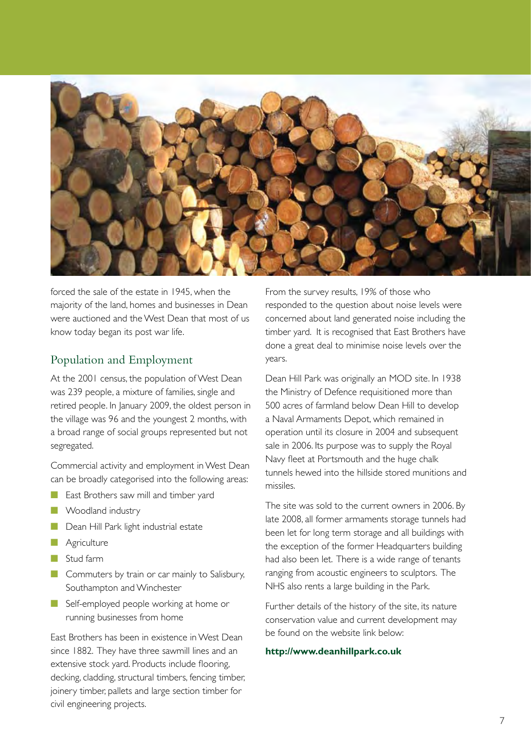forced the sale of the estate in 1945, when the majority of the land, homes and businesses in Dean were auctioned and the West Dean that most of us know today began its post war life.

## Population and Employment

At the 2001 census, the population of West Dean was 239 people, a mixture of families, single and retired people. In January 2009, the oldest person in the village was 96 and the youngest 2 months, with a broad range of social groups represented but not segregated.

Commercial activity and employment in West Dean can be broadly categorised into the following areas:

- East Brothers saw mill and timber yard
- Woodland industry
- Dean Hill Park light industrial estate
- Agriculture
- Stud farm
- Commuters by train or car mainly to Salisbury, Southampton and Winchester
- Self-employed people working at home or running businesses from home

East Brothers has been in existence in West Dean since 1882. They have three sawmill lines and an extensive stock yard. Products include flooring, decking, cladding, structural timbers, fencing timber, joinery timber, pallets and large section timber for civil engineering projects.

From the survey results, 19% of those who responded to the question about noise levels were concerned about land generated noise including the timber yard. It is recognised that East Brothers have done a great deal to minimise noise levels over the years.

Dean Hill Park was originally an MOD site. In 1938 the Ministry of Defence requisitioned more than 500 acres of farmland below Dean Hill to develop a Naval Armaments Depot, which remained in operation until its closure in 2004 and subsequent sale in 2006. Its purpose was to supply the Royal Navy fleet at Portsmouth and the huge chalk tunnels hewed into the hillside stored munitions and missiles.

The site was sold to the current owners in 2006. By late 2008, all former armaments storage tunnels had been let for long term storage and all buildings with the exception of the former Headquarters building had also been let. There is a wide range of tenants ranging from acoustic engineers to sculptors. The NHS also rents a large building in the Park.

Further details of the history of the site, its nature conservation value and current development may be found on the website link below:

**http://www.deanhillpark.co.uk**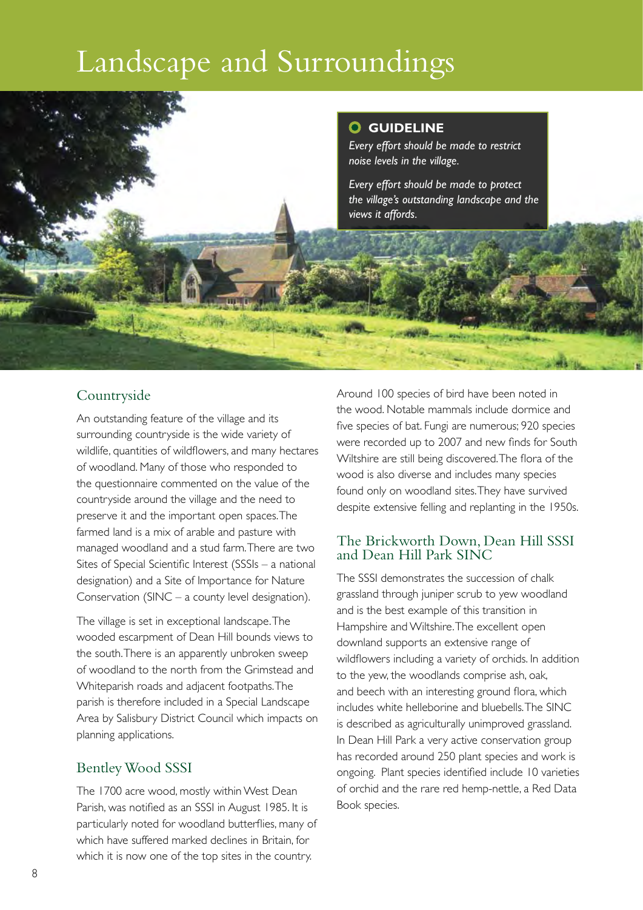# Landscape and Surroundings

**GUIDELINE**

*Every effort should be made to restrict noise levels in the village.*

*Every effort should be made to protect the village's outstanding landscape and the views it affords.*

## Countryside

An outstanding feature of the village and its surrounding countryside is the wide variety of wildlife, quantities of wildflowers, and many hectares of woodland. Many of those who responded to the questionnaire commented on the value of the countryside around the village and the need to preserve it and the important open spaces. The farmed land is a mix of arable and pasture with managed woodland and a stud farm. There are two Sites of Special Scientific Interest (SSSIs – a national designation) and a Site of Importance for Nature Conservation (SINC – a county level designation).

The village is set in exceptional landscape. The wooded escarpment of Dean Hill bounds views to the south. There is an apparently unbroken sweep of woodland to the north from the Grimstead and Whiteparish roads and adjacent footpaths. The parish is therefore included in a Special Landscape Area by Salisbury District Council which impacts on planning applications.

## Bentley Wood SSSI

The 1700 acre wood, mostly within West Dean Parish, was notified as an SSSI in August 1985. It is particularly noted for woodland butterflies, many of which have suffered marked declines in Britain, for which it is now one of the top sites in the country.

Around 100 species of bird have been noted in the wood. Notable mammals include dormice and five species of bat. Fungi are numerous; 920 species were recorded up to 2007 and new finds for South Wiltshire are still being discovered. The flora of the wood is also diverse and includes many species found only on woodland sites. They have survived despite extensive felling and replanting in the 1950s.

## The Brickworth Down, Dean Hill SSSI and Dean Hill Park SINC

The SSSI demonstrates the succession of chalk grassland through juniper scrub to yew woodland and is the best example of this transition in Hampshire and Wiltshire. The excellent open downland supports an extensive range of wildflowers including a variety of orchids. In addition to the yew, the woodlands comprise ash, oak, and beech with an interesting ground flora, which includes white helleborine and bluebells. The SINC is described as agriculturally unimproved grassland. In Dean Hill Park a very active conservation group has recorded around 250 plant species and work is ongoing. Plant species identified include 10 varieties of orchid and the rare red hemp-nettle, a Red Data Book species.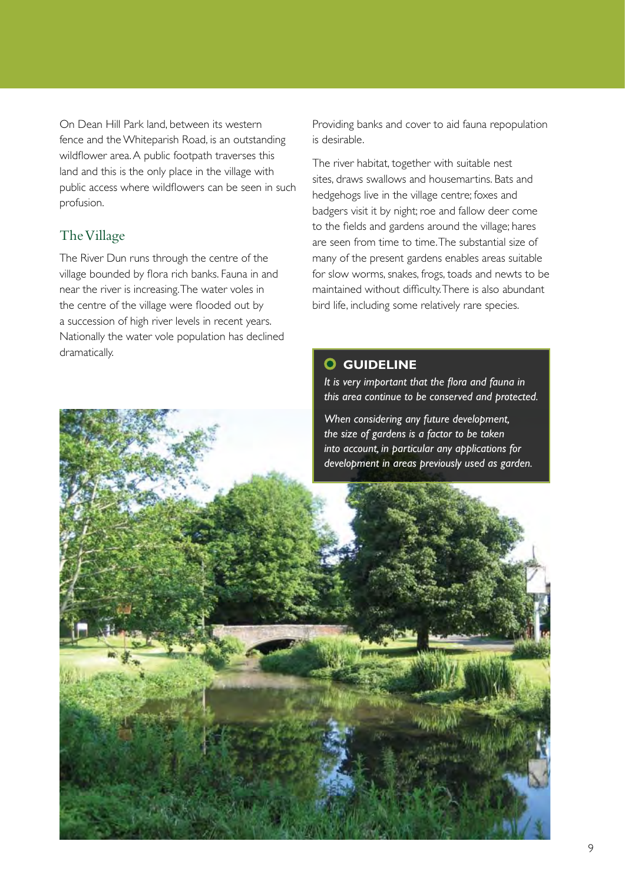On Dean Hill Park land, between its western fence and the Whiteparish Road, is an outstanding wildflower area. A public footpath traverses this land and this is the only place in the village with public access where wildflowers can be seen in such profusion.

## The Village

The River Dun runs through the centre of the village bounded by flora rich banks. Fauna in and near the river is increasing. The water voles in the centre of the village were flooded out by a succession of high river levels in recent years. Nationally the water vole population has declined dramatically.

Providing banks and cover to aid fauna repopulation is desirable.

The river habitat, together with suitable nest sites, draws swallows and housemartins. Bats and hedgehogs live in the village centre; foxes and badgers visit it by night; roe and fallow deer come to the fields and gardens around the village; hares are seen from time to time. The substantial size of many of the present gardens enables areas suitable for slow worms, snakes, frogs, toads and newts to be maintained without difficulty. There is also abundant bird life, including some relatively rare species.

### GUIDELINE

*It is very important that the flora and fauna in this area continue to be conserved and protected.*

*When considering any future development, the size of gardens is a factor to be taken into account, in particular any applications for development in areas previously used as garden.*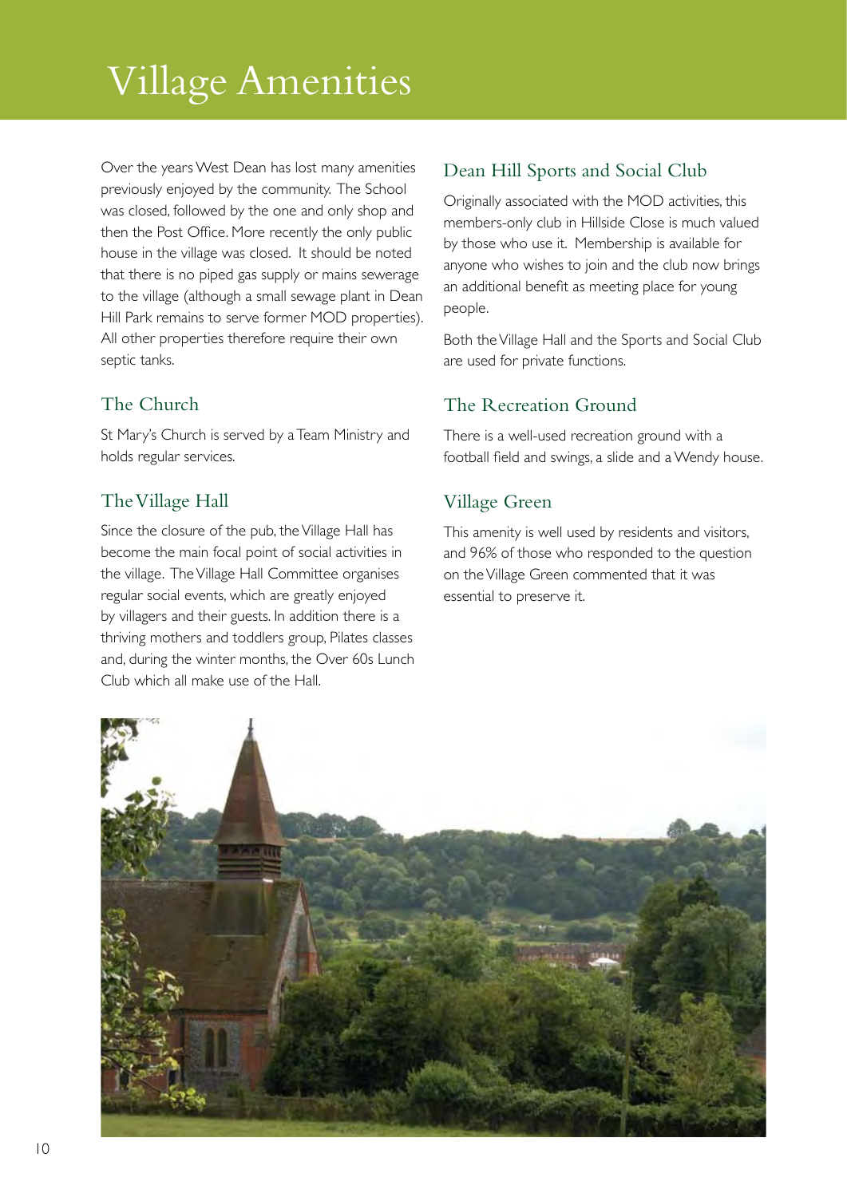# Village Amenities

Over the years West Dean has lost many amenities previously enjoyed by the community. The School was closed, followed by the one and only shop and then the Post Office. More recently the only public house in the village was closed. It should be noted that there is no piped gas supply or mains sewerage to the village (although a small sewage plant in Dean Hill Park remains to serve former MOD properties). All other properties therefore require their own septic tanks.

## The Church

St Mary's Church is served by a Team Ministry and holds regular services.

## The Village Hall

Since the closure of the pub, the Village Hall has become the main focal point of social activities in the village. The Village Hall Committee organises regular social events, which are greatly enjoyed by villagers and their guests. In addition there is a thriving mothers and toddlers group, Pilates classes and, during the winter months, the Over 60s Lunch Club which all make use of the Hall.

## Dean Hill Sports and Social Club

Originally associated with the MOD activities, this members-only club in Hillside Close is much valued by those who use it. Membership is available for anyone who wishes to join and the club now brings an additional benefit as meeting place for young people.

Both the Village Hall and the Sports and Social Club are used for private functions.

## The Recreation Ground

There is a well-used recreation ground with a football field and swings, a slide and a Wendy house.

## Village Green

This amenity is well used by residents and visitors, and 96% of those who responded to the question on the Village Green commented that it was essential to preserve it.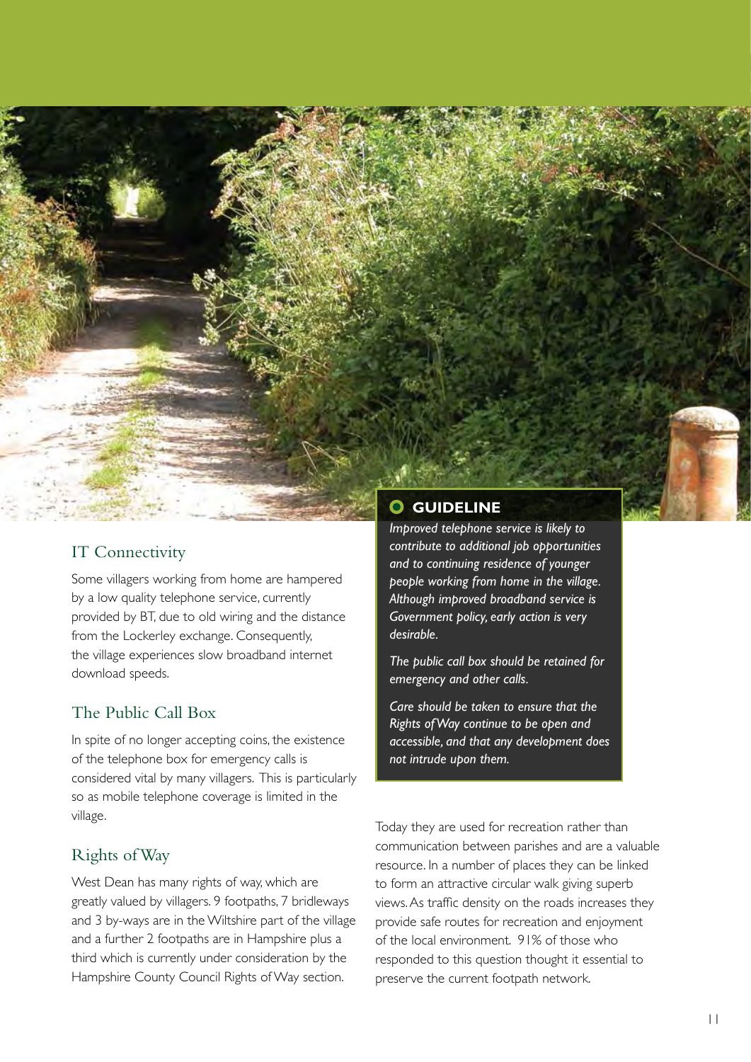## IT Connectivity

Some villagers working from home are hampered by a low quality telephone service, currently provided by BT, due to old wiring and the distance from the Lockerley exchange. Consequently, the village experiences slow broadband internet download speeds.

## The Public Call Box

In spite of no longer accepting coins, the existence of the telephone box for emergency calls is considered vital by many villagers. This is particularly so as mobile telephone coverage is limited in the village.

## Rights of Way

West Dean has many rights of way, which are greatly valued by villagers. 9 footpaths, 7 bridleways and 3 by-ways are in the Wiltshire part of the village and a further 2 footpaths are in Hampshire plus a third which is currently under consideration by the Hampshire County Council Rights of Way section.

Today they are used for recreation rather than communication between parishes and are a valuable resource. In a number of places they can be linked to form an attractive circular walk giving superb views. As traffic density on the roads increases they provide safe routes for recreation and enjoyment of the local environment. 91% of those who responded to this question thought it essential to preserve the current footpath network.

> **GUIDELINE**
>
> *Improved telephone service is likely to contribute to additional job opportunities and to continuing residence of younger people working from home in the village. Although improved broadband service is Government policy, early action is very desirable.*
>
> *The public call box should be retained for emergency and other calls.*
>
> *Care should be taken to ensure that the Rights of Way continue to be open and accessible, and that any development does not intrude upon them.*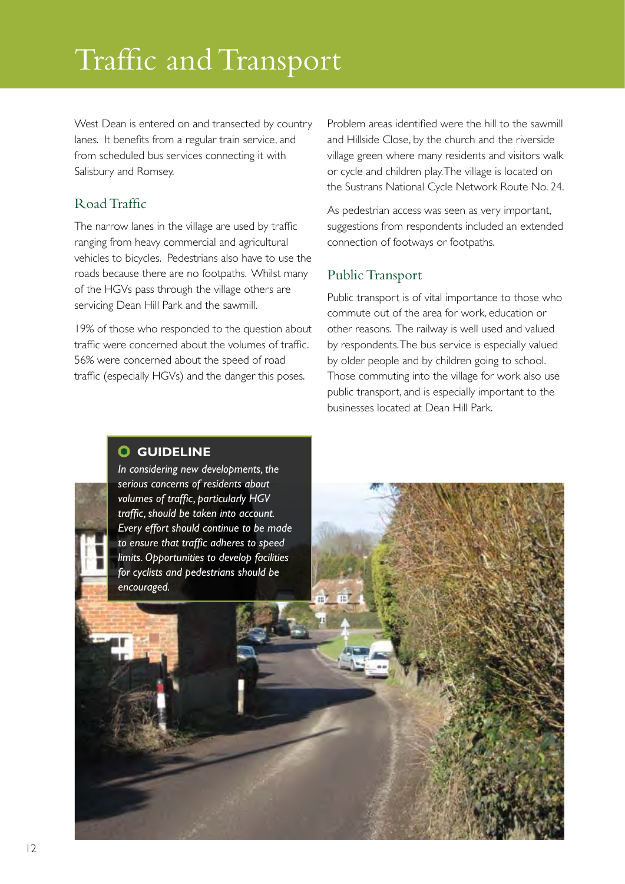# Traffic and Transport

West Dean is entered on and transected by country lanes. It benefits from a regular train service, and from scheduled bus services connecting it with Salisbury and Romsey.

## Road Traffic

The narrow lanes in the village are used by traffic ranging from heavy commercial and agricultural vehicles to bicycles. Pedestrians also have to use the roads because there are no footpaths. Whilst many of the HGVs pass through the village others are servicing Dean Hill Park and the sawmill.

19% of those who responded to the question about traffic were concerned about the volumes of traffic. 56% were concerned about the speed of road traffic (especially HGVs) and the danger this poses.

Problem areas identified were the hill to the sawmill and Hillside Close, by the church and the riverside village green where many residents and visitors walk or cycle and children play. The village is located on the Sustrans National Cycle Network Route No. 24.

As pedestrian access was seen as very important, suggestions from respondents included an extended connection of footways or footpaths.

## Public Transport

Public transport is of vital importance to those who commute out of the area for work, education or other reasons. The railway is well used and valued by respondents. The bus service is especially valued by older people and by children going to school. Those commuting into the village for work also use public transport, and is especially important to the businesses located at Dean Hill Park.

### GUIDELINE

*In considering new developments, the serious concerns of residents about volumes of traffic, particularly HGV traffic, should be taken into account. Every effort should continue to be made to ensure that traffic adheres to speed limits. Opportunities to develop facilities for cyclists and pedestrians should be encouraged.*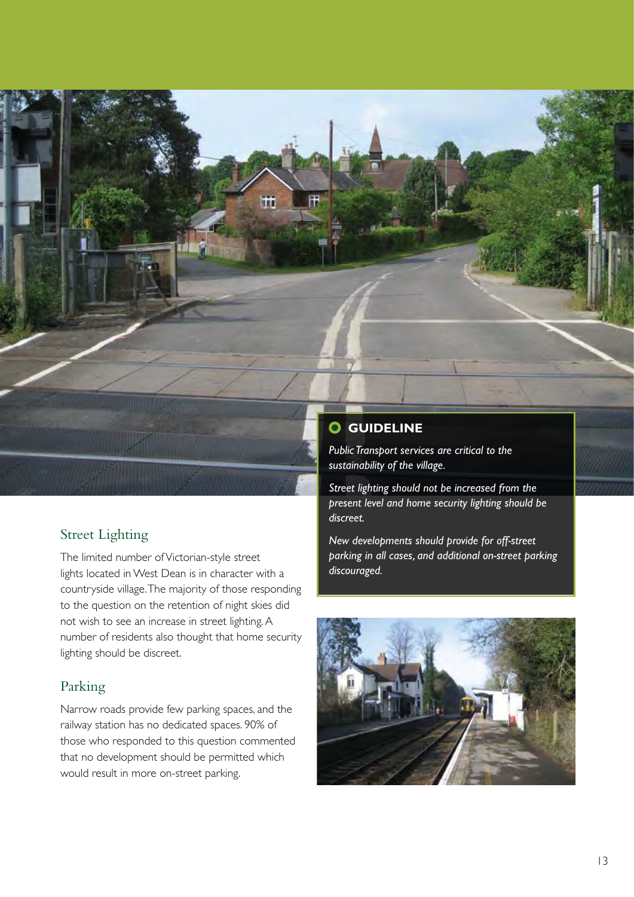## GUIDELINE

*Public Transport services are critical to the sustainability of the village.*

*Street lighting should not be increased from the present level and home security lighting should be discreet.*

*New developments should provide for off-street parking in all cases, and additional on-street parking discouraged.*

## Street Lighting

The limited number of Victorian-style street lights located in West Dean is in character with a countryside village. The majority of those responding to the question on the retention of night skies did not wish to see an increase in street lighting. A number of residents also thought that home security lighting should be discreet.

## Parking

Narrow roads provide few parking spaces, and the railway station has no dedicated spaces. 90% of those who responded to this question commented that no development should be permitted which would result in more on-street parking.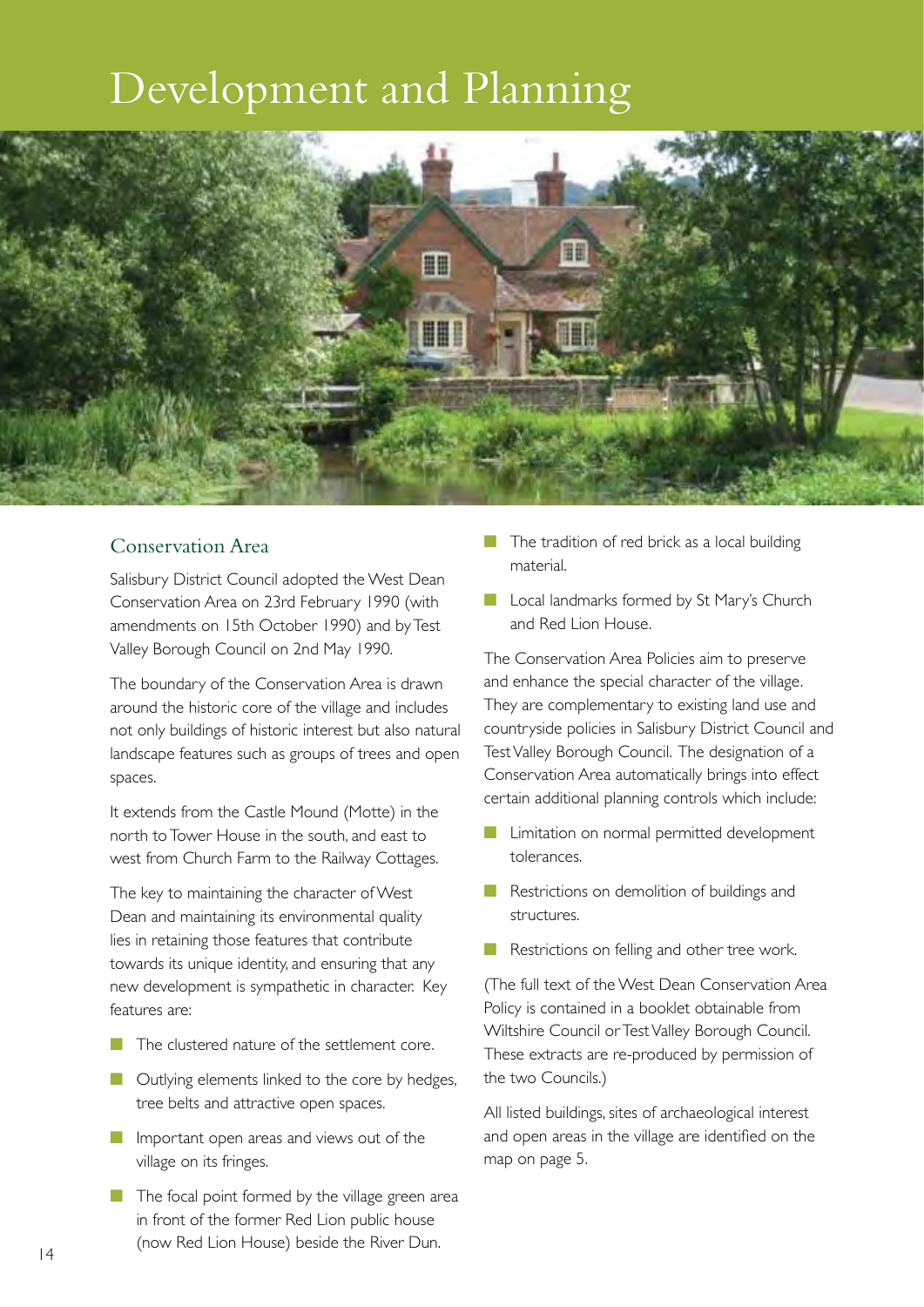# Development and Planning

## Conservation Area

Salisbury District Council adopted the West Dean Conservation Area on 23rd February 1990 (with amendments on 15th October 1990) and by Test Valley Borough Council on 2nd May 1990.

The boundary of the Conservation Area is drawn around the historic core of the village and includes not only buildings of historic interest but also natural landscape features such as groups of trees and open spaces.

It extends from the Castle Mound (Motte) in the north to Tower House in the south, and east to west from Church Farm to the Railway Cottages.

The key to maintaining the character of West Dean and maintaining its environmental quality lies in retaining those features that contribute towards its unique identity, and ensuring that any new development is sympathetic in character. Key features are:

- The clustered nature of the settlement core.
- Outlying elements linked to the core by hedges, tree belts and attractive open spaces.
- Important open areas and views out of the village on its fringes.
- The focal point formed by the village green area in front of the former Red Lion public house (now Red Lion House) beside the River Dun.
- The tradition of red brick as a local building material.
- Local landmarks formed by St Mary's Church and Red Lion House.

The Conservation Area Policies aim to preserve and enhance the special character of the village. They are complementary to existing land use and countryside policies in Salisbury District Council and Test Valley Borough Council. The designation of a Conservation Area automatically brings into effect certain additional planning controls which include:

- Limitation on normal permitted development tolerances.
- Restrictions on demolition of buildings and structures.
- Restrictions on felling and other tree work.

(The full text of the West Dean Conservation Area Policy is contained in a booklet obtainable from Wiltshire Council or Test Valley Borough Council. These extracts are re-produced by permission of the two Councils.)

All listed buildings, sites of archaeological interest and open areas in the village are identified on the map on page 5.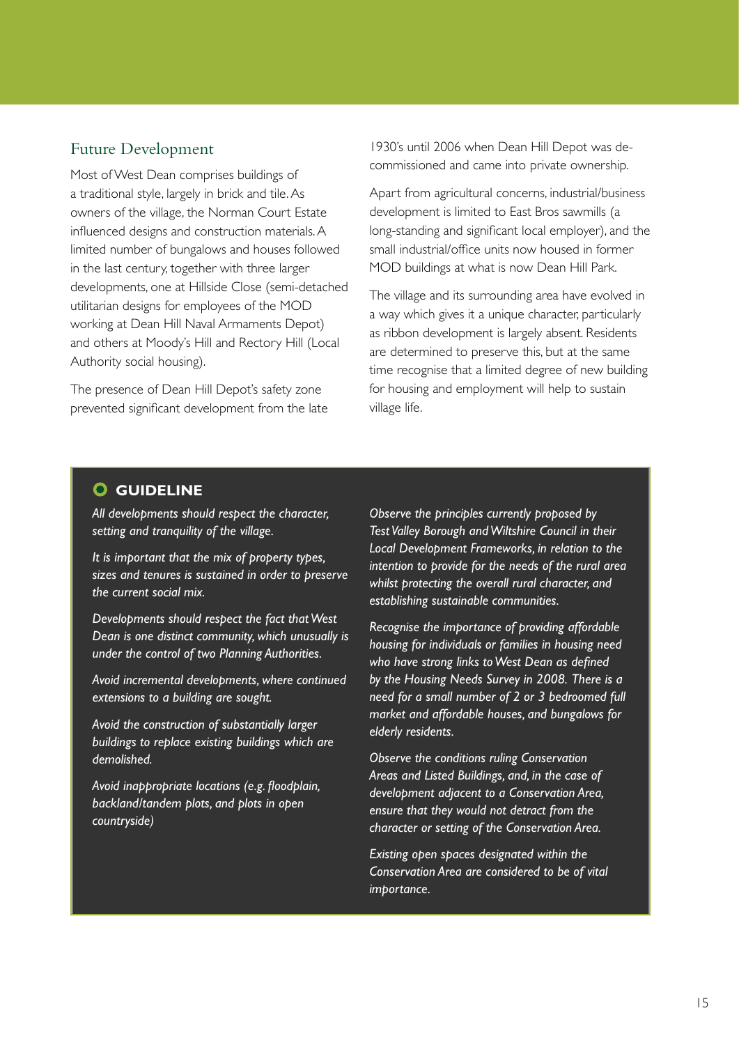## Future Development

Most of West Dean comprises buildings of a traditional style, largely in brick and tile. As owners of the village, the Norman Court Estate influenced designs and construction materials. A limited number of bungalows and houses followed in the last century, together with three larger developments, one at Hillside Close (semi-detached utilitarian designs for employees of the MOD working at Dean Hill Naval Armaments Depot) and others at Moody's Hill and Rectory Hill (Local Authority social housing).

The presence of Dean Hill Depot's safety zone prevented significant development from the late 1930's until 2006 when Dean Hill Depot was de-commissioned and came into private ownership.

Apart from agricultural concerns, industrial/business development is limited to East Bros sawmills (a long-standing and significant local employer), and the small industrial/office units now housed in former MOD buildings at what is now Dean Hill Park.

The village and its surrounding area have evolved in a way which gives it a unique character, particularly as ribbon development is largely absent. Residents are determined to preserve this, but at the same time recognise that a limited degree of new building for housing and employment will help to sustain village life.

### GUIDELINE

*All developments should respect the character, setting and tranquility of the village.*

*It is important that the mix of property types, sizes and tenures is sustained in order to preserve the current social mix.*

*Developments should respect the fact that West Dean is one distinct community, which unusually is under the control of two Planning Authorities.*

*Avoid incremental developments, where continued extensions to a building are sought.*

*Avoid the construction of substantially larger buildings to replace existing buildings which are demolished.*

*Avoid inappropriate locations (e.g. floodplain, backland/tandem plots, and plots in open countryside)*

*Observe the principles currently proposed by Test Valley Borough and Wiltshire Council in their Local Development Frameworks, in relation to the intention to provide for the needs of the rural area whilst protecting the overall rural character, and establishing sustainable communities.*

*Recognise the importance of providing affordable housing for individuals or families in housing need who have strong links to West Dean as defined by the Housing Needs Survey in 2008. There is a need for a small number of 2 or 3 bedroomed full market and affordable houses, and bungalows for elderly residents.*

*Observe the conditions ruling Conservation Areas and Listed Buildings, and, in the case of development adjacent to a Conservation Area, ensure that they would not detract from the character or setting of the Conservation Area.*

*Existing open spaces designated within the Conservation Area are considered to be of vital importance.*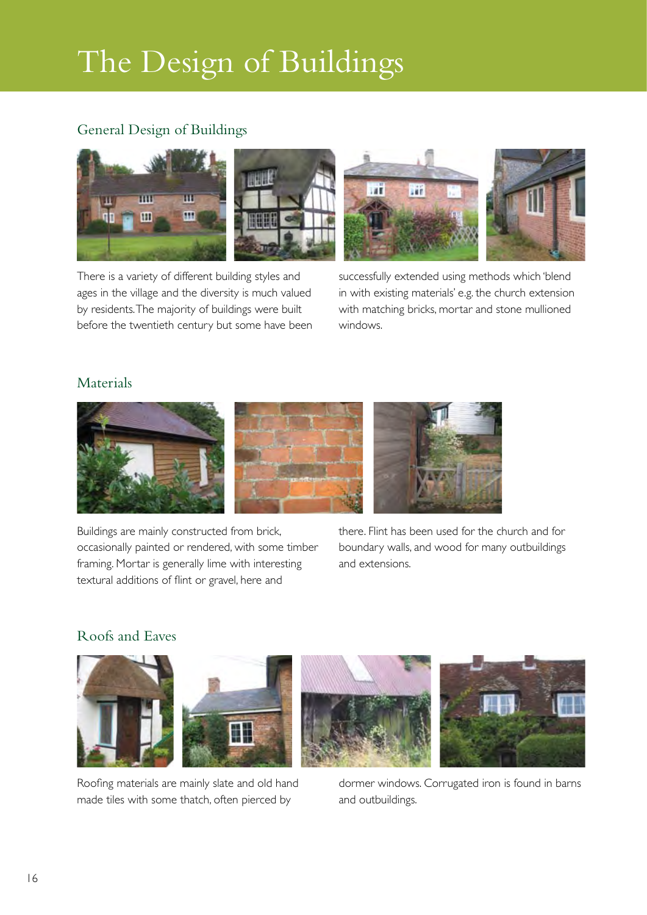# The Design of Buildings

## General Design of Buildings

There is a variety of different building styles and ages in the village and the diversity is much valued by residents. The majority of buildings were built before the twentieth century but some have been successfully extended using methods which 'blend in with existing materials' e.g. the church extension with matching bricks, mortar and stone mullioned windows.

## Materials

Buildings are mainly constructed from brick, occasionally painted or rendered, with some timber framing. Mortar is generally lime with interesting textural additions of flint or gravel, here and there. Flint has been used for the church and for boundary walls, and wood for many outbuildings and extensions.

## Roofs and Eaves

Roofing materials are mainly slate and old hand made tiles with some thatch, often pierced by dormer windows. Corrugated iron is found in barns and outbuildings.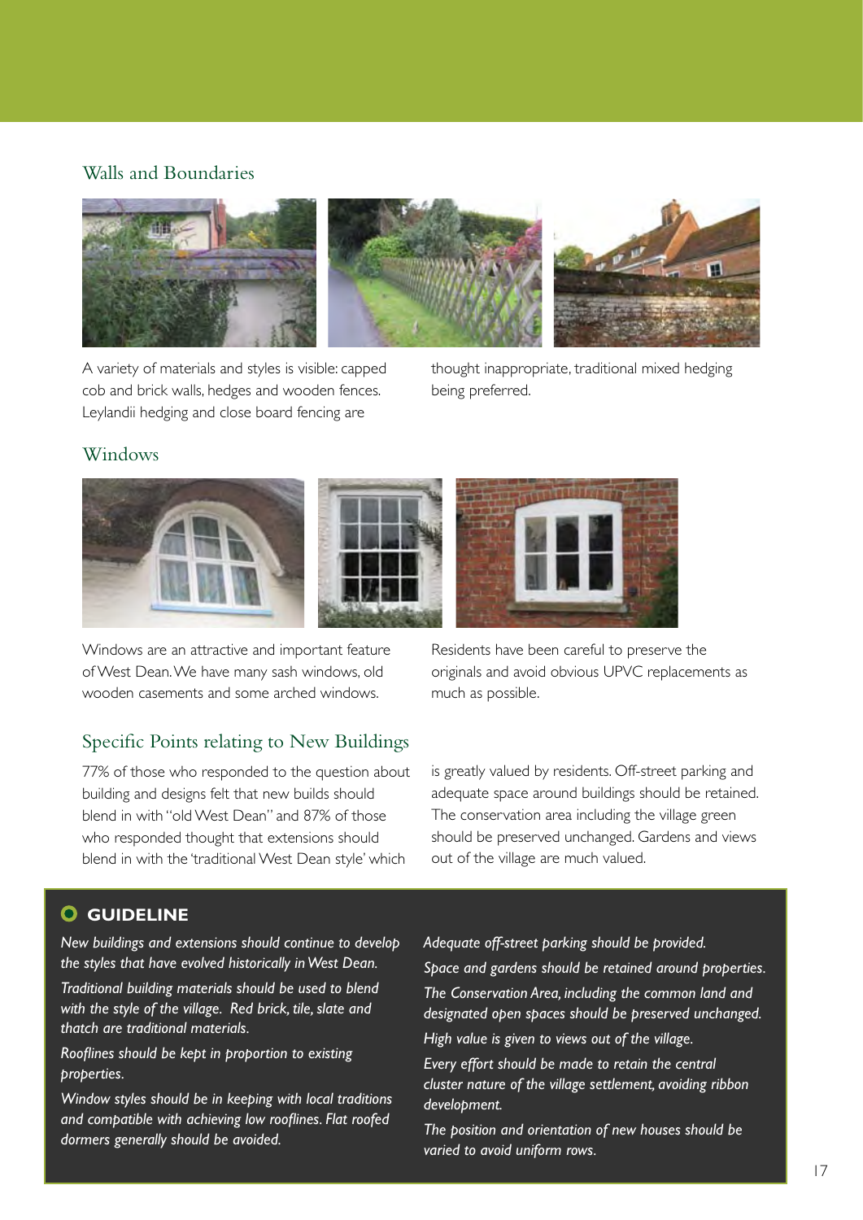## Walls and Boundaries

A variety of materials and styles is visible: capped cob and brick walls, hedges and wooden fences. Leylandii hedging and close board fencing are thought inappropriate, traditional mixed hedging being preferred.

## Windows

Windows are an attractive and important feature of West Dean. We have many sash windows, old wooden casements and some arched windows. Residents have been careful to preserve the originals and avoid obvious UPVC replacements as much as possible.

## Specific Points relating to New Buildings

77% of those who responded to the question about building and designs felt that new builds should blend in with "old West Dean" and 87% of those who responded thought that extensions should blend in with the 'traditional West Dean style' which is greatly valued by residents. Off-street parking and adequate space around buildings should be retained. The conservation area including the village green should be preserved unchanged. Gardens and views out of the village are much valued.

### GUIDELINE

*New buildings and extensions should continue to develop the styles that have evolved historically in West Dean.*

*Traditional building materials should be used to blend with the style of the village. Red brick, tile, slate and thatch are traditional materials.*

*Rooflines should be kept in proportion to existing properties.*

*Window styles should be in keeping with local traditions and compatible with achieving low rooflines. Flat roofed dormers generally should be avoided.*

*Adequate off-street parking should be provided.*

*Space and gardens should be retained around properties.*

*The Conservation Area, including the common land and designated open spaces should be preserved unchanged.*

*High value is given to views out of the village.*

*Every effort should be made to retain the central cluster nature of the village settlement, avoiding ribbon development.*

*The position and orientation of new houses should be varied to avoid uniform rows.*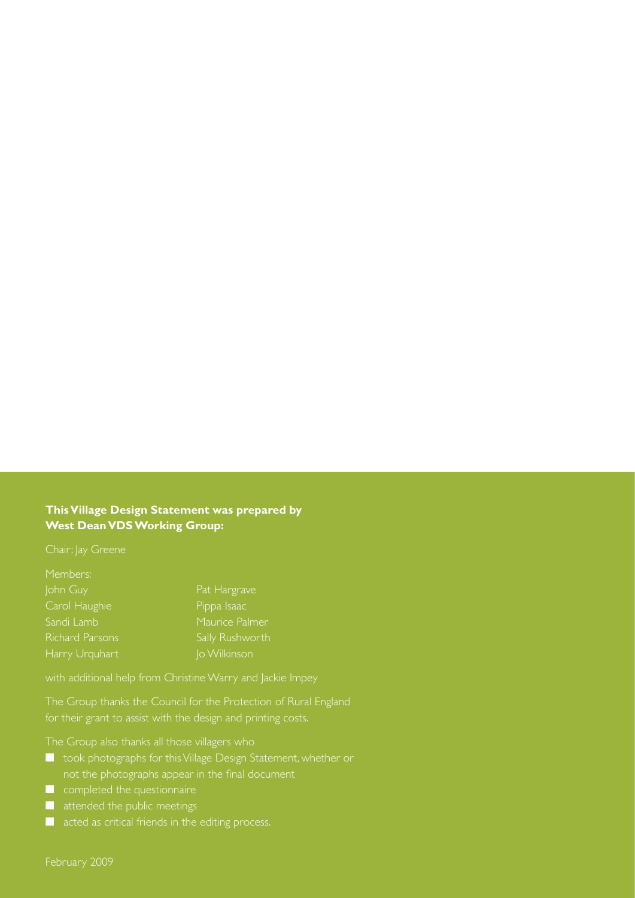**This Village Design Statement was prepared by West Dean VDS Working Group:**

Chair: Jay Greene

Members:

| | |
|---|---|
| John Guy | Pat Hargrave |
| Carol Haughie | Pippa Isaac |
| Sandi Lamb | Maurice Palmer |
| Richard Parsons | Sally Rushworth |
| Harry Urquhart | Jo Wilkinson |

with additional help from Christine Warry and Jackie Impey

The Group thanks the Council for the Protection of Rural England for their grant to assist with the design and printing costs.

The Group also thanks all those villagers who

- took photographs for this Village Design Statement, whether or not the photographs appear in the final document
- completed the questionnaire
- attended the public meetings
- acted as critical friends in the editing process.

February 2009